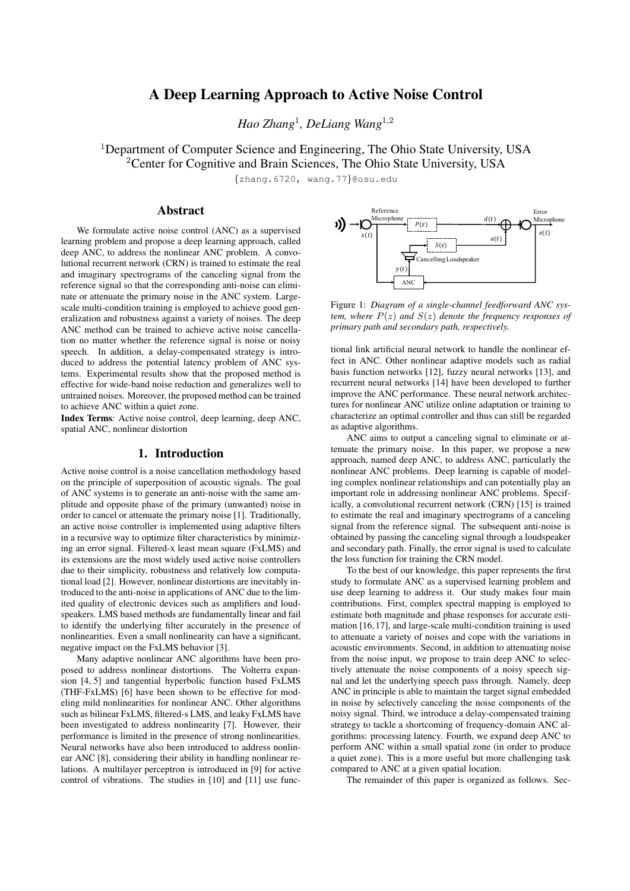# A Deep Learning Approach to Active Noise Control

*Hao Zhang*[1], *DeLiang Wang*[1,2]

[1]Department of Computer Science and Engineering, The Ohio State University, USA
[2]Center for Cognitive and Brain Sciences, The Ohio State University, USA

{zhang.6720, wang.77}@osu.edu

## Abstract

We formulate active noise control (ANC) as a supervised learning problem and propose a deep learning approach, called deep ANC, to address the nonlinear ANC problem. A convolutional recurrent network (CRN) is trained to estimate the real and imaginary spectrograms of the canceling signal from the reference signal so that the corresponding anti-noise can eliminate or attenuate the primary noise in the ANC system. Large-scale multi-condition training is employed to achieve good generalization and robustness against a variety of noises. The deep ANC method can be trained to achieve active noise cancellation no matter whether the reference signal is noise or noisy speech. In addition, a delay-compensated strategy is introduced to address the potential latency problem of ANC systems. Experimental results show that the proposed method is effective for wide-band noise reduction and generalizes well to untrained noises. Moreover, the proposed method can be trained to achieve ANC within a quiet zone.

**Index Terms**: Active noise control, deep learning, deep ANC, spatial ANC, nonlinear distortion

## 1. Introduction

Active noise control is a noise cancellation methodology based on the principle of superposition of acoustic signals. The goal of ANC systems is to generate an anti-noise with the same amplitude and opposite phase of the primary (unwanted) noise in order to cancel or attenuate the primary noise [1]. Traditionally, an active noise controller is implemented using adaptive filters in a recursive way to optimize filter characteristics by minimizing an error signal. Filtered-x least mean square (FxLMS) and its extensions are the most widely used active noise controllers due to their simplicity, robustness and relatively low computational load [2]. However, nonlinear distortions are inevitably introduced to the anti-noise in applications of ANC due to the limited quality of electronic devices such as amplifiers and loudspeakers. LMS based methods are fundamentally linear and fail to identify the underlying filter accurately in the presence of nonlinearities. Even a small nonlinearity can have a significant, negative impact on the FxLMS behavior [3].

Many adaptive nonlinear ANC algorithms have been proposed to address nonlinear distortions. The Volterra expansion [4, 5] and tangential hyperbolic function based FxLMS (THF-FxLMS) [6] have been shown to be effective for modeling mild nonlinearities for nonlinear ANC. Other algorithms such as bilinear FxLMS, filtered-s LMS, and leaky FxLMS have been investigated to address nonlinearity [7]. However, their performance is limited in the presence of strong nonlinearities. Neural networks have also been introduced to address nonlinear ANC [8], considering their ability in handling nonlinear relations. A multilayer perceptron is introduced in [9] for active control of vibrations. The studies in [10] and [11] use functional link artificial neural network to handle the nonlinear effect in ANC. Other nonlinear adaptive models such as radial basis function networks [12], fuzzy neural networks [13], and recurrent neural networks [14] have been developed to further improve the ANC performance. These neural network architectures for nonlinear ANC utilize online adaptation or training to characterize an optimal controller and thus can still be regarded as adaptive algorithms.

Figure 1: *Diagram of a single-channel feedforward ANC system, where $P(z)$ and $S(z)$ denote the frequency responses of primary path and secondary path, respectively.*

ANC aims to output a canceling signal to eliminate or attenuate the primary noise. In this paper, we propose a new approach, named deep ANC, to address ANC, particularly the nonlinear ANC problems. Deep learning is capable of modeling complex nonlinear relationships and can potentially play an important role in addressing nonlinear ANC problems. Specifically, a convolutional recurrent network (CRN) [15] is trained to estimate the real and imaginary spectrograms of a canceling signal from the reference signal. The subsequent anti-noise is obtained by passing the canceling signal through a loudspeaker and secondary path. Finally, the error signal is used to calculate the loss function for training the CRN model.

To the best of our knowledge, this paper represents the first study to formulate ANC as a supervised learning problem and use deep learning to address it. Our study makes four main contributions. First, complex spectral mapping is employed to estimate both magnitude and phase responses for accurate estimation [16, 17], and large-scale multi-condition training is used to attenuate a variety of noises and cope with the variations in acoustic environments. Second, in addition to attenuating noise from the noise input, we propose to train deep ANC to selectively attenuate the noise components of a noisy speech signal and let the underlying speech pass through. Namely, deep ANC in principle is able to maintain the target signal embedded in noise by selectively canceling the noise components of the noisy signal. Third, we introduce a delay-compensated training strategy to tackle a shortcoming of frequency-domain ANC algorithms: processing latency. Fourth, we expand deep ANC to perform ANC within a small spatial zone (in order to produce a quiet zone). This is a more useful but more challenging task compared to ANC at a given spatial location.

The remainder of this paper is organized as follows. Sec-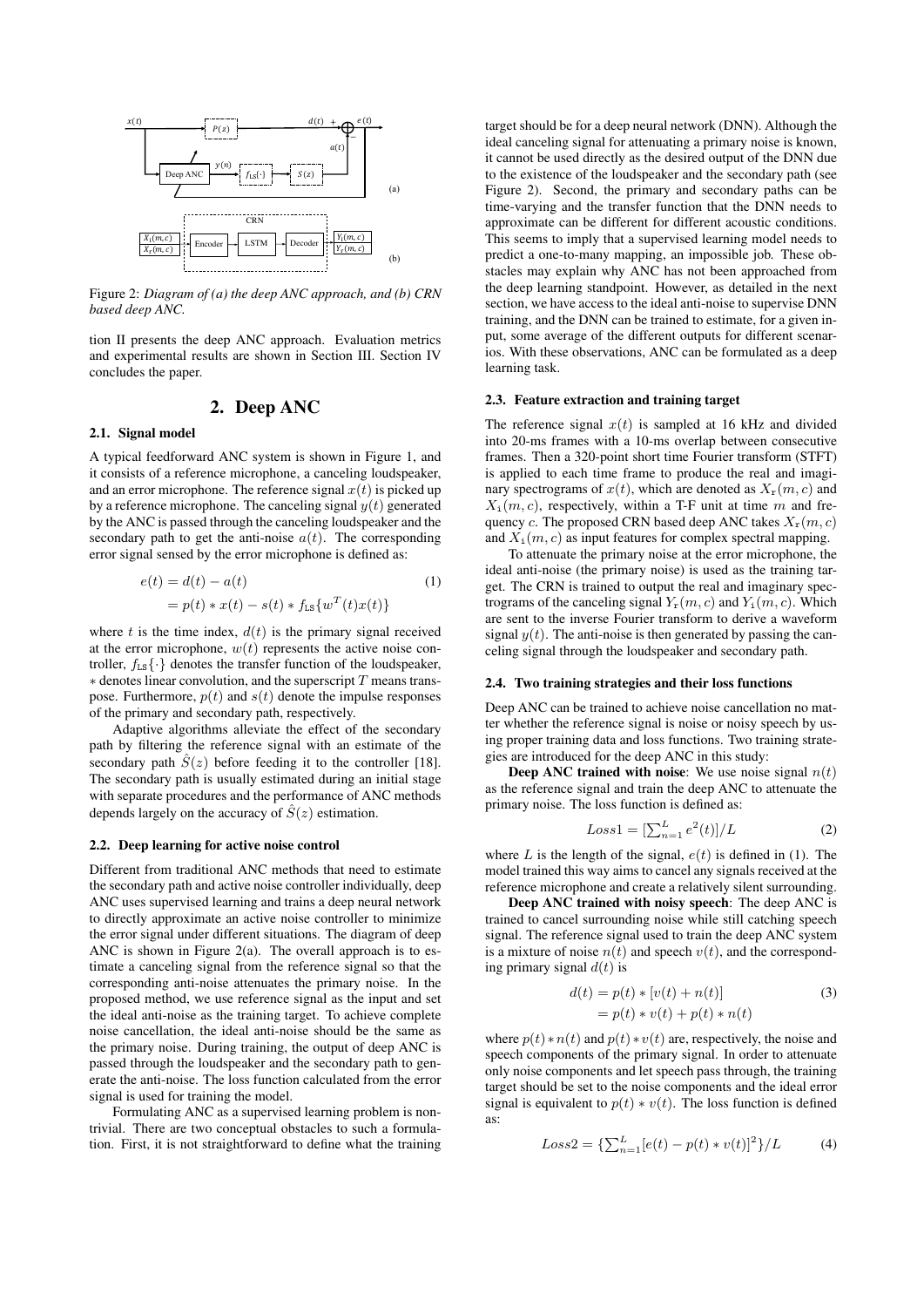Figure 2: *Diagram of (a) the deep ANC approach, and (b) CRN based deep ANC.*

tion II presents the deep ANC approach. Evaluation metrics and experimental results are shown in Section III. Section IV concludes the paper.

## 2. Deep ANC

### 2.1. Signal model

A typical feedforward ANC system is shown in Figure 1, and it consists of a reference microphone, a canceling loudspeaker, and an error microphone. The reference signal $x(t)$ is picked up by a reference microphone. The canceling signal $y(t)$ generated by the ANC is passed through the canceling loudspeaker and the secondary path to get the anti-noise $a(t)$. The corresponding error signal sensed by the error microphone is defined as:

$$\begin{aligned} e(t) &= d(t) - a(t) \\ &= p(t) * x(t) - s(t) * f_{\text{LS}}\{w^T(t)x(t)\} \end{aligned} \tag{1}$$

where $t$ is the time index, $d(t)$ is the primary signal received at the error microphone, $w(t)$ represents the active noise controller, $f_{\text{LS}}\{\cdot\}$ denotes the transfer function of the loudspeaker, $*$ denotes linear convolution, and the superscript $T$ means transpose. Furthermore, $p(t)$ and $s(t)$ denote the impulse responses of the primary and secondary path, respectively.

Adaptive algorithms alleviate the effect of the secondary path by filtering the reference signal with an estimate of the secondary path $\hat{S}(z)$ before feeding it to the controller [18]. The secondary path is usually estimated during an initial stage with separate procedures and the performance of ANC methods depends largely on the accuracy of $\hat{S}(z)$ estimation.

### 2.2. Deep learning for active noise control

Different from traditional ANC methods that need to estimate the secondary path and active noise controller individually, deep ANC uses supervised learning and trains a deep neural network to directly approximate an active noise controller to minimize the error signal under different situations. The diagram of deep ANC is shown in Figure 2(a). The overall approach is to estimate a canceling signal from the reference signal so that the corresponding anti-noise attenuates the primary noise. In the proposed method, we use reference signal as the input and set the ideal anti-noise as the training target. To achieve complete noise cancellation, the ideal anti-noise should be the same as the primary noise. During training, the output of deep ANC is passed through the loudspeaker and the secondary path to generate the anti-noise. The loss function calculated from the error signal is used for training the model.

Formulating ANC as a supervised learning problem is nontrivial. There are two conceptual obstacles to such a formulation. First, it is not straightforward to define what the training target should be for a deep neural network (DNN). Although the ideal canceling signal for attenuating a primary noise is known, it cannot be used directly as the desired output of the DNN due to the existence of the loudspeaker and the secondary path (see Figure 2). Second, the primary and secondary paths can be time-varying and the transfer function that the DNN needs to approximate can be different for different acoustic conditions. This seems to imply that a supervised learning model needs to predict a one-to-many mapping, an impossible job. These obstacles may explain why ANC has not been approached from the deep learning standpoint. However, as detailed in the next section, we have access to the ideal anti-noise to supervise DNN training, and the DNN can be trained to estimate, for a given input, some average of the different outputs for different scenarios. With these observations, ANC can be formulated as a deep learning task.

### 2.3. Feature extraction and training target

The reference signal $x(t)$ is sampled at 16 kHz and divided into 20-ms frames with a 10-ms overlap between consecutive frames. Then a 320-point short time Fourier transform (STFT) is applied to each time frame to produce the real and imaginary spectrograms of $x(t)$, which are denoted as $X_{\text{r}}(m, c)$ and $X_{\text{i}}(m, c)$, respectively, within a T-F unit at time $m$ and frequency $c$. The proposed CRN based deep ANC takes $X_{\text{r}}(m, c)$ and $X_{\text{i}}(m, c)$ as input features for complex spectral mapping.

To attenuate the primary noise at the error microphone, the ideal anti-noise (the primary noise) is used as the training target. The CRN is trained to output the real and imaginary spectrograms of the canceling signal $Y_{\text{r}}(m, c)$ and $Y_{\text{i}}(m, c)$. Which are sent to the inverse Fourier transform to derive a waveform signal $y(t)$. The anti-noise is then generated by passing the canceling signal through the loudspeaker and secondary path.

### 2.4. Two training strategies and their loss functions

Deep ANC can be trained to achieve noise cancellation no matter whether the reference signal is noise or noisy speech by using proper training data and loss functions. Two training strategies are introduced for the deep ANC in this study:

**Deep ANC trained with noise**: We use noise signal $n(t)$ as the reference signal and train the deep ANC to attenuate the primary noise. The loss function is defined as:

$$Loss1 = [\textstyle\sum_{n=1}^{L} e^2(t)]/L \tag{2}$$

where $L$ is the length of the signal, $e(t)$ is defined in (1). The model trained this way aims to cancel any signals received at the reference microphone and create a relatively silent surrounding.

**Deep ANC trained with noisy speech**: The deep ANC is trained to cancel surrounding noise while still catching speech signal. The reference signal used to train the deep ANC system is a mixture of noise $n(t)$ and speech $v(t)$, and the corresponding primary signal $d(t)$ is

$$\begin{aligned} d(t) &= p(t) * [v(t) + n(t)] \\ &= p(t) * v(t) + p(t) * n(t) \end{aligned} \tag{3}$$

where $p(t) * n(t)$ and $p(t) * v(t)$ are, respectively, the noise and speech components of the primary signal. In order to attenuate only noise components and let speech pass through, the training target should be set to the noise components and the ideal error signal is equivalent to $p(t) * v(t)$. The loss function is defined as:

$$Loss2 = \{\textstyle\sum_{n=1}^{L}[e(t) - p(t) * v(t)]^2\}/L \tag{4}$$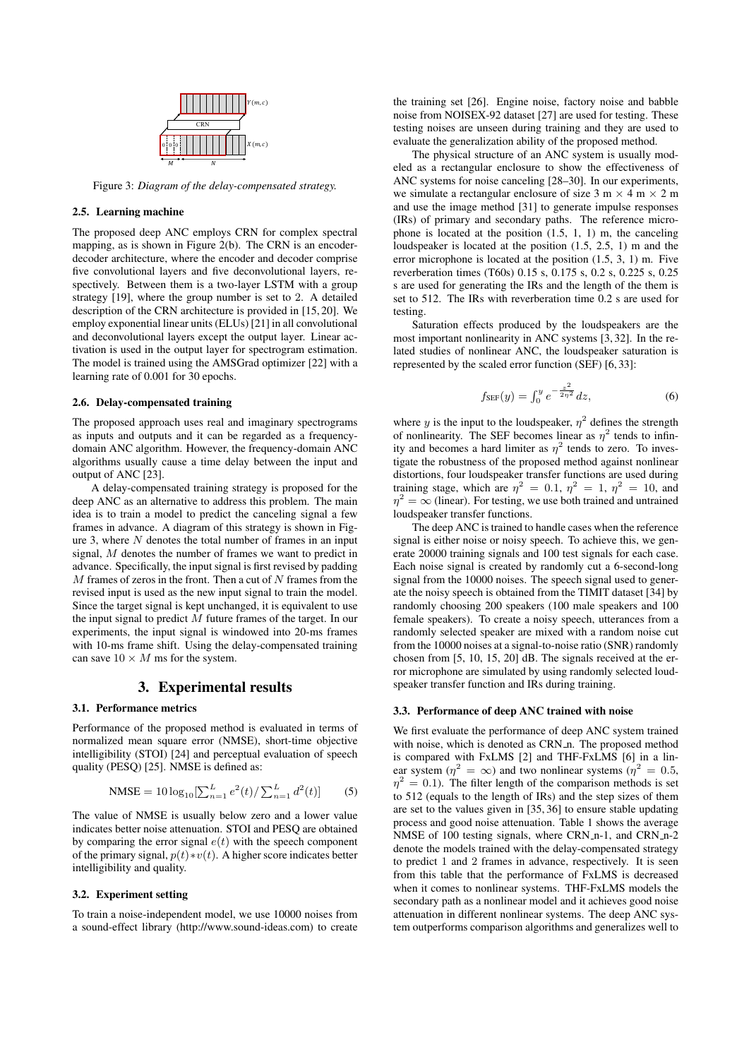Figure 3: *Diagram of the delay-compensated strategy.*

### 2.5. Learning machine

The proposed deep ANC employs CRN for complex spectral mapping, as is shown in Figure 2(b). The CRN is an encoder-decoder architecture, where the encoder and decoder comprise five convolutional layers and five deconvolutional layers, respectively. Between them is a two-layer LSTM with a group strategy [19], where the group number is set to 2. A detailed description of the CRN architecture is provided in [15, 20]. We employ exponential linear units (ELUs) [21] in all convolutional and deconvolutional layers except the output layer. Linear activation is used in the output layer for spectrogram estimation. The model is trained using the AMSGrad optimizer [22] with a learning rate of 0.001 for 30 epochs.

### 2.6. Delay-compensated training

The proposed approach uses real and imaginary spectrograms as inputs and outputs and it can be regarded as a frequency-domain ANC algorithm. However, the frequency-domain ANC algorithms usually cause a time delay between the input and output of ANC [23].

A delay-compensated training strategy is proposed for the deep ANC as an alternative to address this problem. The main idea is to train a model to predict the canceling signal a few frames in advance. A diagram of this strategy is shown in Figure 3, where $N$ denotes the total number of frames in an input signal, $M$ denotes the number of frames we want to predict in advance. Specifically, the input signal is first revised by padding $M$ frames of zeros in the front. Then a cut of $N$ frames from the revised input is used as the new input signal to train the model. Since the target signal is kept unchanged, it is equivalent to use the input signal to predict $M$ future frames of the target. In our experiments, the input signal is windowed into 20-ms frames with 10-ms frame shift. Using the delay-compensated training can save $10 \times M$ ms for the system.

## 3. Experimental results

### 3.1. Performance metrics

Performance of the proposed method is evaluated in terms of normalized mean square error (NMSE), short-time objective intelligibility (STOI) [24] and perceptual evaluation of speech quality (PESQ) [25]. NMSE is defined as:

$$\text{NMSE} = 10\log_{10}[\textstyle\sum_{n=1}^{L} e^2(t)/\sum_{n=1}^{L} d^2(t)] \qquad (5)$$

The value of NMSE is usually below zero and a lower value indicates better noise attenuation. STOI and PESQ are obtained by comparing the error signal $e(t)$ with the speech component of the primary signal, $p(t) * v(t)$. A higher score indicates better intelligibility and quality.

### 3.2. Experiment setting

To train a noise-independent model, we use 10000 noises from a sound-effect library (http://www.sound-ideas.com) to create the training set [26]. Engine noise, factory noise and babble noise from NOISEX-92 dataset [27] are used for testing. These testing noises are unseen during training and they are used to evaluate the generalization ability of the proposed method.

The physical structure of an ANC system is usually modeled as a rectangular enclosure to show the effectiveness of ANC systems for noise canceling [28–30]. In our experiments, we simulate a rectangular enclosure of size 3 m × 4 m × 2 m and use the image method [31] to generate impulse responses (IRs) of primary and secondary paths. The reference microphone is located at the position (1.5, 1, 1) m, the canceling loudspeaker is located at the position (1.5, 2.5, 1) m and the error microphone is located at the position (1.5, 3, 1) m. Five reverberation times (T60s) 0.15 s, 0.175 s, 0.2 s, 0.225 s, 0.25 s are used for generating the IRs and the length of the them is set to 512. The IRs with reverberation time 0.2 s are used for testing.

Saturation effects produced by the loudspeakers are the most important nonlinearity in ANC systems [3, 32]. In the related studies of nonlinear ANC, the loudspeaker saturation is represented by the scaled error function (SEF) [6, 33]:

$$f_{\text{SEF}}(y) = \textstyle\int_0^y e^{-\frac{z^2}{2\eta^2}} dz, \qquad (6)$$

where $y$ is the input to the loudspeaker, $\eta^2$ defines the strength of nonlinearity. The SEF becomes linear as $\eta^2$ tends to infinity and becomes a hard limiter as $\eta^2$ tends to zero. To investigate the robustness of the proposed method against nonlinear distortions, four loudspeaker transfer functions are used during training stage, which are $\eta^2 = 0.1$, $\eta^2 = 1$, $\eta^2 = 10$, and $\eta^2 = \infty$ (linear). For testing, we use both trained and untrained loudspeaker transfer functions.

The deep ANC is trained to handle cases when the reference signal is either noise or noisy speech. To achieve this, we generate 20000 training signals and 100 test signals for each case. Each noise signal is created by randomly cut a 6-second-long signal from the 10000 noises. The speech signal used to generate the noisy speech is obtained from the TIMIT dataset [34] by randomly choosing 200 speakers (100 male speakers and 100 female speakers). To create a noisy speech, utterances from a randomly selected speaker are mixed with a random noise cut from the 10000 noises at a signal-to-noise ratio (SNR) randomly chosen from [5, 10, 15, 20] dB. The signals received at the error microphone are simulated by using randomly selected loudspeaker transfer function and IRs during training.

### 3.3. Performance of deep ANC trained with noise

We first evaluate the performance of deep ANC system trained with noise, which is denoted as CRN_n. The proposed method is compared with FxLMS [2] and THF-FxLMS [6] in a linear system ($\eta^2 = \infty$) and two nonlinear systems ($\eta^2 = 0.5$, $\eta^2 = 0.1$). The filter length of the comparison methods is set to 512 (equals to the length of IRs) and the step sizes of them are set to the values given in [35, 36] to ensure stable updating process and good noise attenuation. Table 1 shows the average NMSE of 100 testing signals, where CRN_n-1, and CRN_n-2 denote the models trained with the delay-compensated strategy to predict 1 and 2 frames in advance, respectively. It is seen from this table that the performance of FxLMS is decreased when it comes to nonlinear systems. THF-FxLMS models the secondary path as a nonlinear model and it achieves good noise attenuation in different nonlinear systems. The deep ANC system outperforms comparison algorithms and generalizes well to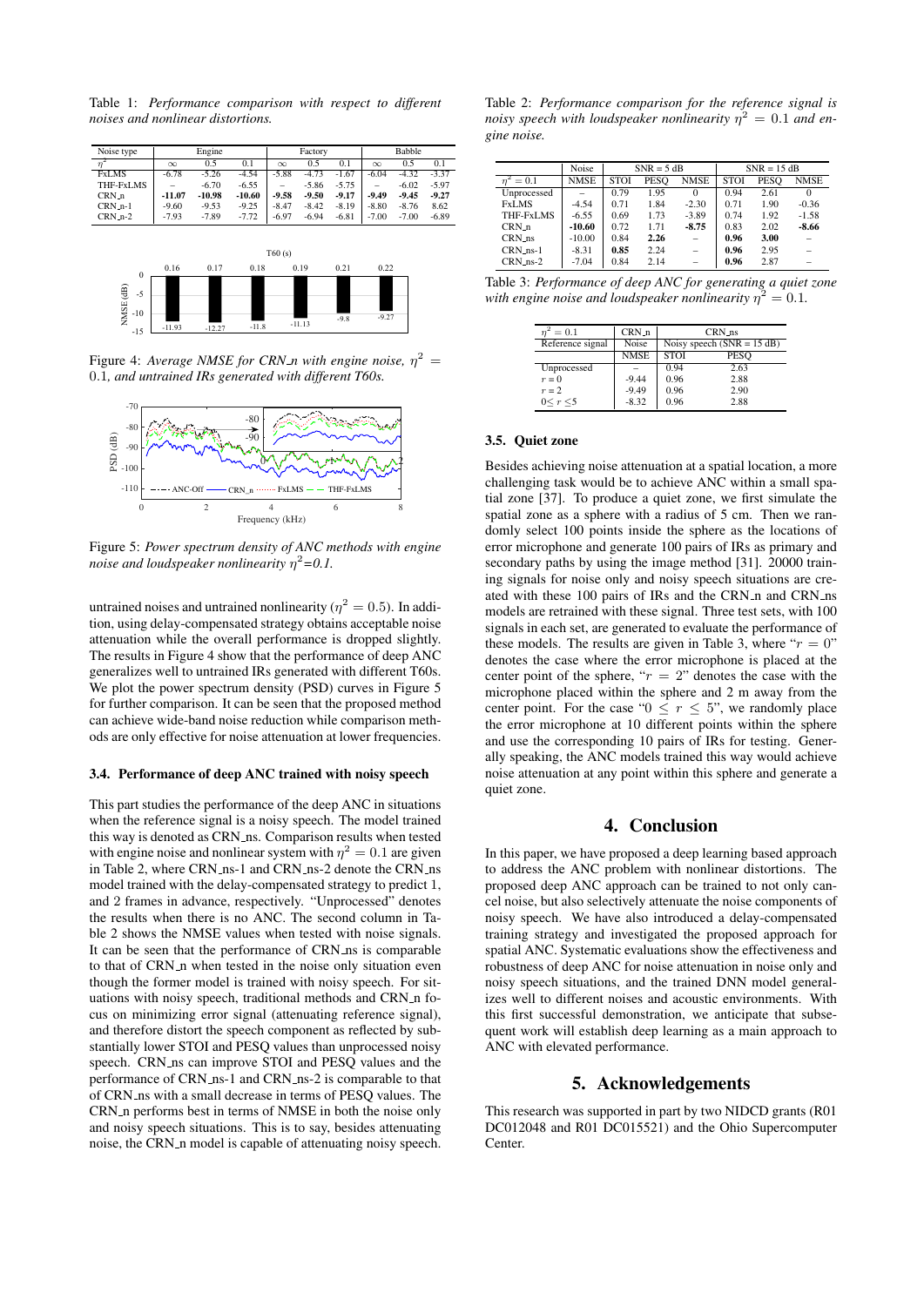Table 1: *Performance comparison with respect to different noises and nonlinear distortions.*

| Noise type | Engine | | | Factory | | | Babble | | |
|---|---|---|---|---|---|---|---|---|---|
| $\eta^2$ | $\infty$ | 0.5 | 0.1 | $\infty$ | 0.5 | 0.1 | $\infty$ | 0.5 | 0.1 |
| FxLMS | -6.78 | -5.26 | -4.54 | -5.88 | -4.73 | -1.67 | -6.04 | -4.32 | -3.37 |
| THF-FxLMS | – | -6.70 | -6.55 | – | -5.86 | -5.75 | – | -6.02 | -5.97 |
| CRN_n | **-11.07** | **-10.98** | **-10.60** | **-9.58** | **-9.50** | **-9.17** | **-9.49** | **-9.45** | **-9.27** |
| CRN_n-1 | -9.60 | -9.53 | -9.25 | -8.47 | -8.42 | -8.19 | -8.80 | -8.76 | 8.62 |
| CRN_n-2 | -7.93 | -7.89 | -7.72 | -6.97 | -6.94 | -6.81 | -7.00 | -7.00 | -6.89 |

Figure 4: *Average NMSE for CRN_n with engine noise, $\eta^2 = 0.1$, and untrained IRs generated with different T60s.*

Figure 5: *Power spectrum density of ANC methods with engine noise and loudspeaker nonlinearity $\eta^2$=0.1.*

untrained noises and untrained nonlinearity ($\eta^2 = 0.5$). In addition, using delay-compensated strategy obtains acceptable noise attenuation while the overall performance is dropped slightly. The results in Figure 4 show that the performance of deep ANC generalizes well to untrained IRs generated with different T60s. We plot the power spectrum density (PSD) curves in Figure 5 for further comparison. It can be seen that the proposed method can achieve wide-band noise reduction while comparison methods are only effective for noise attenuation at lower frequencies.

### 3.4. Performance of deep ANC trained with noisy speech

This part studies the performance of the deep ANC in situations when the reference signal is a noisy speech. The model trained this way is denoted as CRN_ns. Comparison results when tested with engine noise and nonlinear system with $\eta^2 = 0.1$ are given in Table 2, where CRN_ns-1 and CRN_ns-2 denote the CRN_ns model trained with the delay-compensated strategy to predict 1, and 2 frames in advance, respectively. "Unprocessed" denotes the results when there is no ANC. The second column in Table 2 shows the NMSE values when tested with noise signals. It can be seen that the performance of CRN_ns is comparable to that of CRN_n when tested in the noise only situation even though the former model is trained with noisy speech. For situations with noisy speech, traditional methods and CRN_n focus on minimizing error signal (attenuating reference signal), and therefore distort the speech component as reflected by substantially lower STOI and PESQ values than unprocessed noisy speech. CRN_ns can improve STOI and PESQ values and the performance of CRN_ns-1 and CRN_ns-2 is comparable to that of CRN_ns with a small decrease in terms of PESQ values. The CRN_n performs best in terms of NMSE in both the noise only and noisy speech situations. This is to say, besides attenuating noise, the CRN_n model is capable of attenuating noisy speech.

Table 2: *Performance comparison for the reference signal is noisy speech with loudspeaker nonlinearity $\eta^2 = 0.1$ and engine noise.*

| | Noise | SNR = 5 dB | | | SNR = 15 dB | | |
|---|---|---|---|---|---|---|---|
| $\eta^2 = 0.1$ | NMSE | STOI | PESQ | NMSE | STOI | PESQ | NMSE |
| Unprocessed | – | 0.79 | 1.95 | 0 | 0.94 | 2.61 | 0 |
| FxLMS | -4.54 | 0.71 | 1.84 | -2.30 | 0.71 | 1.90 | -0.36 |
| THF-FxLMS | -6.55 | 0.69 | 1.73 | -3.89 | 0.74 | 1.92 | -1.58 |
| CRN_n | **-10.60** | 0.72 | 1.71 | **-8.75** | 0.83 | 2.02 | **-8.66** |
| CRN_ns | -10.00 | 0.84 | **2.26** | – | **0.96** | **3.00** | – |
| CRN_ns-1 | -8.31 | **0.85** | 2.24 | – | **0.96** | 2.95 | – |
| CRN_ns-2 | -7.04 | 0.84 | 2.14 | – | **0.96** | 2.87 | – |

Table 3: *Performance of deep ANC for generating a quiet zone with engine noise and loudspeaker nonlinearity $\eta^2 = 0.1$.*

| $\eta^2 = 0.1$ | CRN_n | CRN_ns | |
|---|---|---|---|
| Reference signal | Noise | Noisy speech (SNR = 15 dB) | |
| | NMSE | STOI | PESQ |
| Unprocessed | – | 0.94 | 2.63 |
| $r = 0$ | -9.44 | 0.96 | 2.88 |
| $r = 2$ | -9.49 | 0.96 | 2.90 |
| $0 \leq r \leq 5$ | -8.32 | 0.96 | 2.88 |

### 3.5. Quiet zone

Besides achieving noise attenuation at a spatial location, a more challenging task would be to achieve ANC within a small spatial zone [37]. To produce a quiet zone, we first simulate the spatial zone as a sphere with a radius of 5 cm. Then we randomly select 100 points inside the sphere as the locations of error microphone and generate 100 pairs of IRs as primary and secondary paths by using the image method [31]. 20000 training signals for noise only and noisy speech situations are created with these 100 pairs of IRs and the CRN_n and CRN_ns models are retrained with these signal. Three test sets, with 100 signals in each set, are generated to evaluate the performance of these models. The results are given in Table 3, where "$r = 0$" denotes the case where the error microphone is placed at the center point of the sphere, "$r = 2$" denotes the case with the microphone placed within the sphere and 2 m away from the center point. For the case "$0 \leq r \leq 5$", we randomly place the error microphone at 10 different points within the sphere and use the corresponding 10 pairs of IRs for testing. Generally speaking, the ANC models trained this way would achieve noise attenuation at any point within this sphere and generate a quiet zone.

## 4. Conclusion

In this paper, we have proposed a deep learning based approach to address the ANC problem with nonlinear distortions. The proposed deep ANC approach can be trained to not only cancel noise, but also selectively attenuate the noise components of noisy speech. We have also introduced a delay-compensated training strategy and investigated the proposed approach for spatial ANC. Systematic evaluations show the effectiveness and robustness of deep ANC for noise attenuation in noise only and noisy speech situations, and the trained DNN model generalizes well to different noises and acoustic environments. With this first successful demonstration, we anticipate that subsequent work will establish deep learning as a main approach to ANC with elevated performance.

## 5. Acknowledgements

This research was supported in part by two NIDCD grants (R01 DC012048 and R01 DC015521) and the Ohio Supercomputer Center.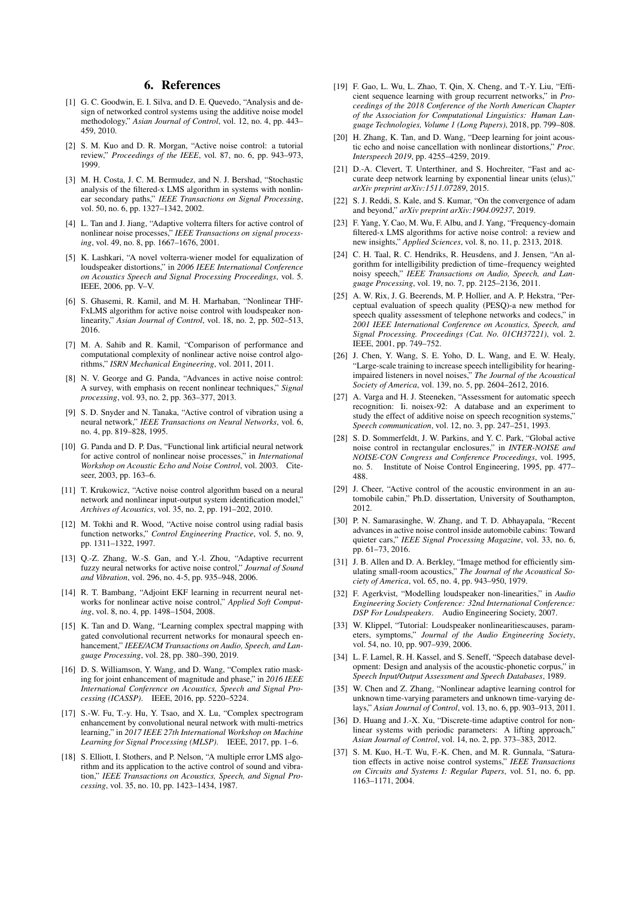## 6. References

[1] G. C. Goodwin, E. I. Silva, and D. E. Quevedo, "Analysis and design of networked control systems using the additive noise model methodology," *Asian Journal of Control*, vol. 12, no. 4, pp. 443–459, 2010.

[2] S. M. Kuo and D. R. Morgan, "Active noise control: a tutorial review," *Proceedings of the IEEE*, vol. 87, no. 6, pp. 943–973, 1999.

[3] M. H. Costa, J. C. M. Bermudez, and N. J. Bershad, "Stochastic analysis of the filtered-x LMS algorithm in systems with nonlinear secondary paths," *IEEE Transactions on Signal Processing*, vol. 50, no. 6, pp. 1327–1342, 2002.

[4] L. Tan and J. Jiang, "Adaptive volterra filters for active control of nonlinear noise processes," *IEEE Transactions on signal processing*, vol. 49, no. 8, pp. 1667–1676, 2001.

[5] K. Lashkari, "A novel volterra-wiener model for equalization of loudspeaker distortions," in *2006 IEEE International Conference on Acoustics Speech and Signal Processing Proceedings*, vol. 5. IEEE, 2006, pp. V–V.

[6] S. Ghasemi, R. Kamil, and M. H. Marhaban, "Nonlinear THF-FxLMS algorithm for active noise control with loudspeaker nonlinearity," *Asian Journal of Control*, vol. 18, no. 2, pp. 502–513, 2016.

[7] M. A. Sahib and R. Kamil, "Comparison of performance and computational complexity of nonlinear active noise control algorithms," *ISRN Mechanical Engineering*, vol. 2011, 2011.

[8] N. V. George and G. Panda, "Advances in active noise control: A survey, with emphasis on recent nonlinear techniques," *Signal processing*, vol. 93, no. 2, pp. 363–377, 2013.

[9] S. D. Snyder and N. Tanaka, "Active control of vibration using a neural network," *IEEE Transactions on Neural Networks*, vol. 6, no. 4, pp. 819–828, 1995.

[10] G. Panda and D. P. Das, "Functional link artificial neural network for active control of nonlinear noise processes," in *International Workshop on Acoustic Echo and Noise Control*, vol. 2003. Citeseer, 2003, pp. 163–6.

[11] T. Krukowicz, "Active noise control algorithm based on a neural network and nonlinear input-output system identification model," *Archives of Acoustics*, vol. 35, no. 2, pp. 191–202, 2010.

[12] M. Tokhi and R. Wood, "Active noise control using radial basis function networks," *Control Engineering Practice*, vol. 5, no. 9, pp. 1311–1322, 1997.

[13] Q.-Z. Zhang, W.-S. Gan, and Y.-l. Zhou, "Adaptive recurrent fuzzy neural networks for active noise control," *Journal of Sound and Vibration*, vol. 296, no. 4-5, pp. 935–948, 2006.

[14] R. T. Bambang, "Adjoint EKF learning in recurrent neural networks for nonlinear active noise control," *Applied Soft Computing*, vol. 8, no. 4, pp. 1498–1504, 2008.

[15] K. Tan and D. Wang, "Learning complex spectral mapping with gated convolutional recurrent networks for monaural speech enhancement," *IEEE/ACM Transactions on Audio, Speech, and Language Processing*, vol. 28, pp. 380–390, 2019.

[16] D. S. Williamson, Y. Wang, and D. Wang, "Complex ratio masking for joint enhancement of magnitude and phase," in *2016 IEEE International Conference on Acoustics, Speech and Signal Processing (ICASSP)*. IEEE, 2016, pp. 5220–5224.

[17] S.-W. Fu, T.-y. Hu, Y. Tsao, and X. Lu, "Complex spectrogram enhancement by convolutional neural network with multi-metrics learning," in *2017 IEEE 27th International Workshop on Machine Learning for Signal Processing (MLSP)*. IEEE, 2017, pp. 1–6.

[18] S. Elliott, I. Stothers, and P. Nelson, "A multiple error LMS algorithm and its application to the active control of sound and vibration," *IEEE Transactions on Acoustics, Speech, and Signal Processing*, vol. 35, no. 10, pp. 1423–1434, 1987.

[19] F. Gao, L. Wu, L. Zhao, T. Qin, X. Cheng, and T.-Y. Liu, "Efficient sequence learning with group recurrent networks," in *Proceedings of the 2018 Conference of the North American Chapter of the Association for Computational Linguistics: Human Language Technologies, Volume 1 (Long Papers)*, 2018, pp. 799–808.

[20] H. Zhang, K. Tan, and D. Wang, "Deep learning for joint acoustic echo and noise cancellation with nonlinear distortions," *Proc. Interspeech 2019*, pp. 4255–4259, 2019.

[21] D.-A. Clevert, T. Unterthiner, and S. Hochreiter, "Fast and accurate deep network learning by exponential linear units (elus)," *arXiv preprint arXiv:1511.07289*, 2015.

[22] S. J. Reddi, S. Kale, and S. Kumar, "On the convergence of adam and beyond," *arXiv preprint arXiv:1904.09237*, 2019.

[23] F. Yang, Y. Cao, M. Wu, F. Albu, and J. Yang, "Frequency-domain filtered-x LMS algorithms for active noise control: a review and new insights," *Applied Sciences*, vol. 8, no. 11, p. 2313, 2018.

[24] C. H. Taal, R. C. Hendriks, R. Heusdens, and J. Jensen, "An algorithm for intelligibility prediction of time–frequency weighted noisy speech," *IEEE Transactions on Audio, Speech, and Language Processing*, vol. 19, no. 7, pp. 2125–2136, 2011.

[25] A. W. Rix, J. G. Beerends, M. P. Hollier, and A. P. Hekstra, "Perceptual evaluation of speech quality (PESQ)-a new method for speech quality assessment of telephone networks and codecs," in *2001 IEEE International Conference on Acoustics, Speech, and Signal Processing. Proceedings (Cat. No. 01CH37221)*, vol. 2. IEEE, 2001, pp. 749–752.

[26] J. Chen, Y. Wang, S. E. Yoho, D. L. Wang, and E. W. Healy, "Large-scale training to increase speech intelligibility for hearing-impaired listeners in novel noises," *The Journal of the Acoustical Society of America*, vol. 139, no. 5, pp. 2604–2612, 2016.

[27] A. Varga and H. J. Steeneken, "Assessment for automatic speech recognition: Ii. noisex-92: A database and an experiment to study the effect of additive noise on speech recognition systems," *Speech communication*, vol. 12, no. 3, pp. 247–251, 1993.

[28] S. D. Sommerfeldt, J. W. Parkins, and Y. C. Park, "Global active noise control in rectangular enclosures," in *INTER-NOISE and NOISE-CON Congress and Conference Proceedings*, vol. 1995, no. 5. Institute of Noise Control Engineering, 1995, pp. 477–488.

[29] J. Cheer, "Active control of the acoustic environment in an automobile cabin," Ph.D. dissertation, University of Southampton, 2012.

[30] P. N. Samarasinghe, W. Zhang, and T. D. Abhayapala, "Recent advances in active noise control inside automobile cabins: Toward quieter cars," *IEEE Signal Processing Magazine*, vol. 33, no. 6, pp. 61–73, 2016.

[31] J. B. Allen and D. A. Berkley, "Image method for efficiently simulating small-room acoustics," *The Journal of the Acoustical Society of America*, vol. 65, no. 4, pp. 943–950, 1979.

[32] F. Agerkvist, "Modelling loudspeaker non-linearities," in *Audio Engineering Society Conference: 32nd International Conference: DSP For Loudspeakers*. Audio Engineering Society, 2007.

[33] W. Klippel, "Tutorial: Loudspeaker nonlinearitiescauses, parameters, symptoms," *Journal of the Audio Engineering Society*, vol. 54, no. 10, pp. 907–939, 2006.

[34] L. F. Lamel, R. H. Kassel, and S. Seneff, "Speech database development: Design and analysis of the acoustic-phonetic corpus," in *Speech Input/Output Assessment and Speech Databases*, 1989.

[35] W. Chen and Z. Zhang, "Nonlinear adaptive learning control for unknown time-varying parameters and unknown time-varying delays," *Asian Journal of Control*, vol. 13, no. 6, pp. 903–913, 2011.

[36] D. Huang and J.-X. Xu, "Discrete-time adaptive control for nonlinear systems with periodic parameters: A lifting approach," *Asian Journal of Control*, vol. 14, no. 2, pp. 373–383, 2012.

[37] S. M. Kuo, H.-T. Wu, F.-K. Chen, and M. R. Gunnala, "Saturation effects in active noise control systems," *IEEE Transactions on Circuits and Systems I: Regular Papers*, vol. 51, no. 6, pp. 1163–1171, 2004.